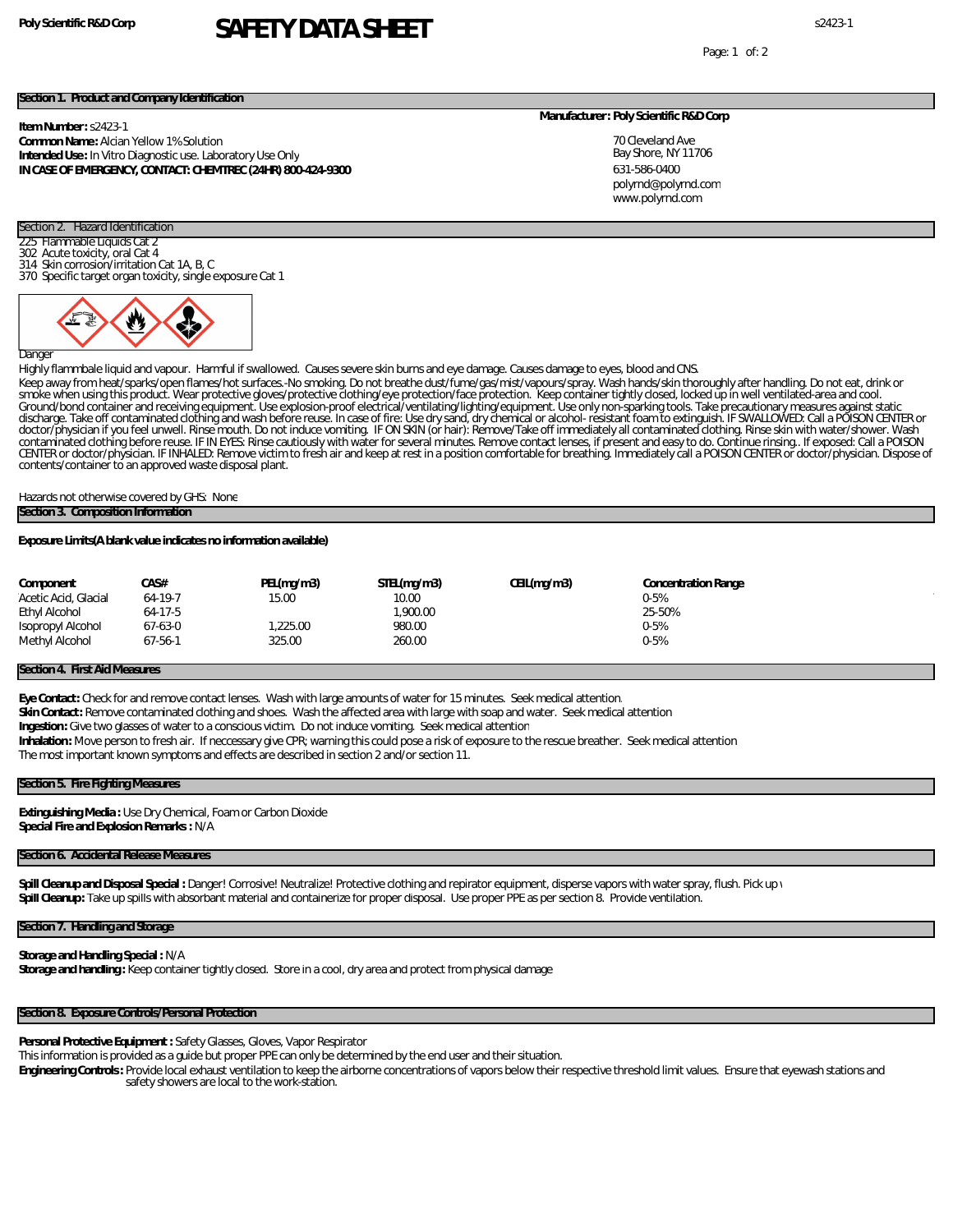Poly Scientific R&D Corp

# SAFETY DATA SHEET

s2423-1

## Section 1. Product and Company Identification

**Item Number:** s2423-1
**Common Name:** Alcian Yellow 1% Solution
**Intended Use:** In Vitro Diagnostic use. Laboratory Use Only
**IN CASE OF EMERGENCY, CONTACT: CHEMTREC (24HR) 800-424-9300**

**Manufacturer: Poly Scientific R&D Corp**

70 Cleveland Ave
Bay Shore, NY 11706
631-586-0400
polyrnd@polyrnd.com
www.polyrnd.com

## Section 2. Hazard Identification

225 Flammable Liquids Cat 2
302 Acute toxicity, oral Cat 4
314 Skin corrosion/irritation Cat 1A, B, C
370 Specific target organ toxicity, single exposure Cat 1

Danger

Highly flammbale liquid and vapour. Harmful if swallowed. Causes severe skin burns and eye damage. Causes damage to eyes, blood and CNS.

Keep away from heat/sparks/open flames/hot surfaces.-No smoking. Do not breathe dust/fume/gas/mist/vapours/spray. Wash hands/skin thoroughly after handling. Do not eat, drink or smoke when using this product. Wear protective gloves/protective clothing/eye protection/face protection. Keep container tightly closed, locked up in well ventilated-area and cool. Ground/bond container and receiving equipment. Use explosion-proof electrical/ventilating/lighting/equipment. Use only non-sparking tools. Take precautionary measures against static discharge. Take off contaminated clothing and wash before reuse. In case of fire: Use dry sand, dry chemical or alcohol- resistant foam to extinguish. IF SWALLOWED: Call a POISON CENTER or doctor/physician if you feel unwell. Rinse mouth. Do not induce vomiting. IF ON SKIN (or hair): Remove/Take off immediately all contaminated clothing. Rinse skin with water/shower. Wash contaminated clothing before reuse. IF IN EYES: Rinse cautiously with water for several minutes. Remove contact lenses, if present and easy to do. Continue rinsing.. If exposed: Call a POISON CENTER or doctor/physician. IF INHALED: Remove victim to fresh air and keep at rest in a position comfortable for breathing. Immediately call a POISON CENTER or doctor/physician. Dispose of contents/container to an approved waste disposal plant.

Hazards not otherwise covered by GHS: None

## Section 3. Composition Information

**Exposure Limits(A blank value indicates no information available)**

| Component | CAS# | PEL(mg/m3) | STEL(mg/m3) | CEIL(mg/m3) | Concentration Range |
|---|---|---|---|---|---|
| Acetic Acid, Glacial | 64-19-7 | 15.00 | 10.00 | | 0-5% |
| Ethyl Alcohol | 64-17-5 | | 1,900.00 | | 25-50% |
| Isopropyl Alcohol | 67-63-0 | 1,225.00 | 980.00 | | 0-5% |
| Methyl Alcohol | 67-56-1 | 325.00 | 260.00 | | 0-5% |

## Section 4. First Aid Measures

**Eye Contact:** Check for and remove contact lenses. Wash with large amounts of water for 15 minutes. Seek medical attention.
**Skin Contact:** Remove contaminated clothing and shoes. Wash the affected area with large with soap and water. Seek medical attention
**Ingestion:** Give two glasses of water to a conscious victim. Do not induce vomiting. Seek medical attention
**Inhalation:** Move person to fresh air. If neccessary give CPR; warning this could pose a risk of exposure to the rescue breather. Seek medical attention
The most important known symptoms and effects are described in section 2 and/or section 11.

## Section 5. Fire Fighting Measures

**Extinguishing Media :** Use Dry Chemical, Foam or Carbon Dioxide
**Special Fire and Explosion Remarks :** N/A

## Section 6. Accidental Release Measures

**Spill Cleanup and Disposal Special :** Danger! Corrosive! Neutralize! Protective clothing and repirator equipment, disperse vapors with water spray, flush. Pick up w
**Spill Cleanup:** Take up spills with absorbant material and containerize for proper disposal. Use proper PPE as per section 8. Provide ventilation.

## Section 7. Handling and Storage

**Storage and Handling Special :** N/A
**Storage and handling :** Keep container tightly closed. Store in a cool, dry area and protect from physical damage

## Section 8. Exposure Controls/Personal Protection

**Personal Protective Equipment :** Safety Glasses, Gloves, Vapor Respirator
This information is provided as a guide but proper PPE can only be determined by the end user and their situation.
**Engineering Controls :** Provide local exhaust ventilation to keep the airborne concentrations of vapors below their respective threshold limit values. Ensure that eyewash stations and safety showers are local to the work-station.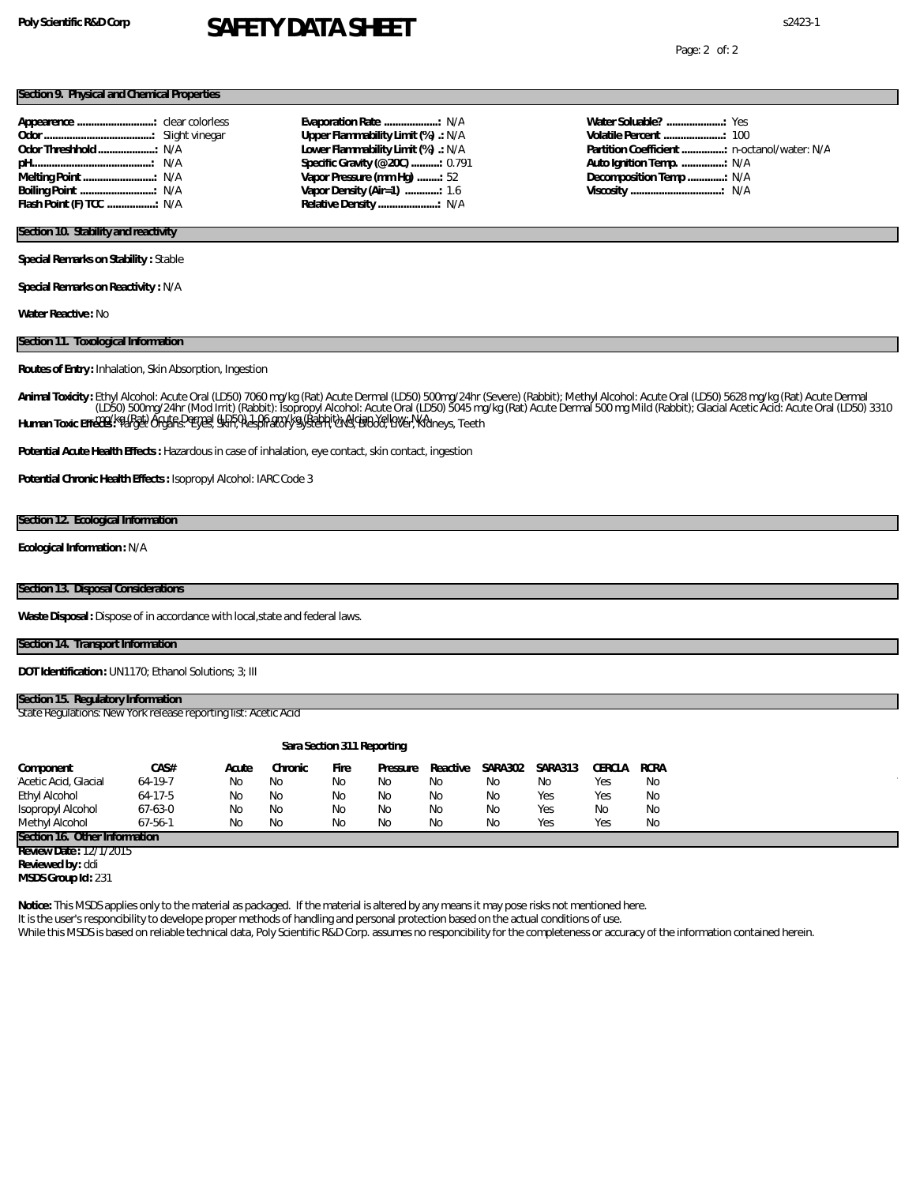## Section 9. Physical and Chemical Properties

**Appearence ..........................:** clear colorless
**Odor .......................................:** Slight vinegar
**Odor Threshhold ....................:** N/A
**pH...........................................:** N/A
**Melting Point ..........................:** N/A
**Boiling Point ..........................:** N/A
**Flash Point (F) TCC .................:** N/A

**Evaporation Rate ...................:** N/A
**Upper Flammability Limit (%) .:** N/A
**Lower Flammability Limit (%) .:** N/A
**Specific Gravity (@ 20C) ..........:** 0.791
**Vapor Pressure (mm Hg) ........:** 52
**Vapor Density (Air=1) ............:** 1.6
**Relative Density .....................:** N/A

**Water Soluable? ....................:** Yes
**Volatile Percent .....................:** 100
**Partition Coefficient ...............:** n-octanol/water: N/A
**Auto Ignition Temp. ...............:** N/A
**Decomposition Temp .............:** N/A
**Viscosity ................................:** N/A

## Section 10. Stability and reactivity

**Special Remarks on Stability :** Stable

**Special Remarks on Reactivity :** N/A

**Water Reactive :** No

## Section 11. Toxological Information

**Routes of Entry :** Inhalation, Skin Absorption, Ingestion

**Animal Toxicity :** Ethyl Alcohol: Acute Oral (LD50) 7060 mg/kg (Rat) Acute Dermal (LD50) 500mg/24hr (Severe) (Rabbit); Methyl Alcohol: Acute Oral (LD50) 5628 mg/kg (Rat) Acute Dermal (LD50) 500mg/24hr (Mod Irrit) (Rabbit): Isopropyl Alcohol: Acute Oral (LD50) 5045 mg/kg (Rat) Acute Dermal 500 mg Mild (Rabbit); Glacial Acetic Acid: Acute Oral (LD50) 3310 mg/kg (Rat) Acute Dermal (LD50) 1.06 gm/kg (Rabbit); Alcian Yellow: N/A

**Human Toxic Effects :** Target Organs: Eyes, Skin, Respiratory System, CNS, Blood, Liver, Kidneys, Teeth

**Potential Acute Health Effects :** Hazardous in case of inhalation, eye contact, skin contact, ingestion

**Potential Chronic Health Effects :** Isopropyl Alcohol: IARC Code 3

## Section 12. Ecological Information

**Ecological Information :** N/A

## Section 13. Disposal Considerations

**Waste Disposal :** Dispose of in accordance with local,state and federal laws.

## Section 14. Transport Information

**DOT Identification :** UN1170; Ethanol Solutions; 3; III

## Section 15. Regulatory Information

State Regulations: New York release reporting list: Acetic Acid

**Sara Section 311 Reporting**

| Component | CAS# | Acute | Chronic | Fire | Pressure | Reactive | SARA302 | SARA313 | CERCLA | RCRA |
|---|---|---|---|---|---|---|---|---|---|---|
| Acetic Acid, Glacial | 64-19-7 | No | No | No | No | No | No | No | Yes | No |
| Ethyl Alcohol | 64-17-5 | No | No | No | No | No | No | Yes | Yes | No |
| Isopropyl Alcohol | 67-63-0 | No | No | No | No | No | No | Yes | No | No |
| Methyl Alcohol | 67-56-1 | No | No | No | No | No | No | Yes | Yes | No |

## Section 16. Other Information

**Review Date :** 12/1/2015
**Reviewed by :** ddi
**MSDS Group Id :** 231

**Notice:** This MSDS applies only to the material as packaged. If the material is altered by any means it may pose risks not mentioned here.
It is the user's responcibility to develope proper methods of handling and personal protection based on the actual conditions of use.
While this MSDS is based on reliable technical data, Poly Scientific R&D Corp. assumes no responcibility for the completeness or accuracy of the information contained herein.